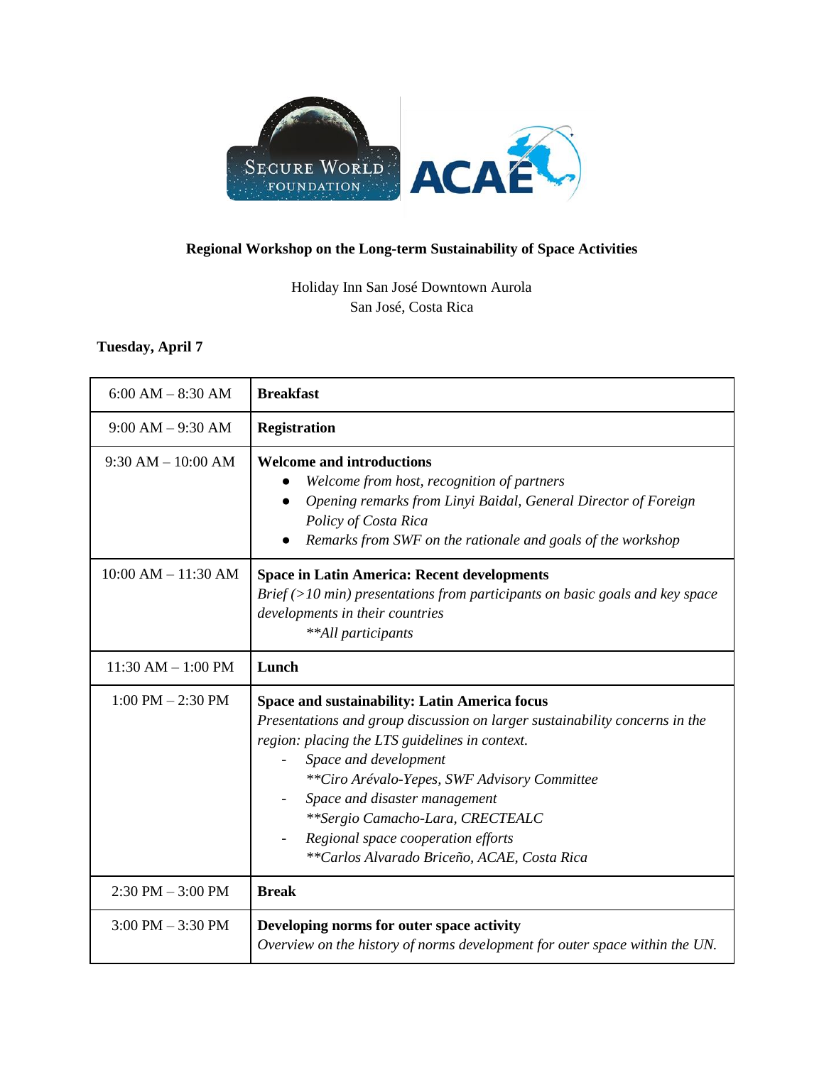# Regional Workshop on the Long-term Sustainability of Space Activities

Holiday Inn San José Downtown Aurola
San José, Costa Rica

**Tuesday, April 7**

| | |
|---|---|
| 6:00 AM – 8:30 AM | **Breakfast** |
| 9:00 AM – 9:30 AM | **Registration** |
| 9:30 AM – 10:00 AM | **Welcome and introductions**<br>● *Welcome from host, recognition of partners*<br>● *Opening remarks from Linyi Baidal, General Director of Foreign Policy of Costa Rica*<br>● *Remarks from SWF on the rationale and goals of the workshop* |
| 10:00 AM – 11:30 AM | **Space in Latin America: Recent developments**<br>*Brief (>10 min) presentations from participants on basic goals and key space developments in their countries*<br>*\*\*All participants* |
| 11:30 AM – 1:00 PM | **Lunch** |
| 1:00 PM – 2:30 PM | **Space and sustainability: Latin America focus**<br>*Presentations and group discussion on larger sustainability concerns in the region: placing the LTS guidelines in context.*<br>- *Space and development*<br>*\*\*Ciro Arévalo-Yepes, SWF Advisory Committee*<br>- *Space and disaster management*<br>*\*\*Sergio Camacho-Lara, CRECTEALC*<br>- *Regional space cooperation efforts*<br>*\*\*Carlos Alvarado Briceño, ACAE, Costa Rica* |
| 2:30 PM – 3:00 PM | **Break** |
| 3:00 PM – 3:30 PM | **Developing norms for outer space activity**<br>*Overview on the history of norms development for outer space within the UN.* |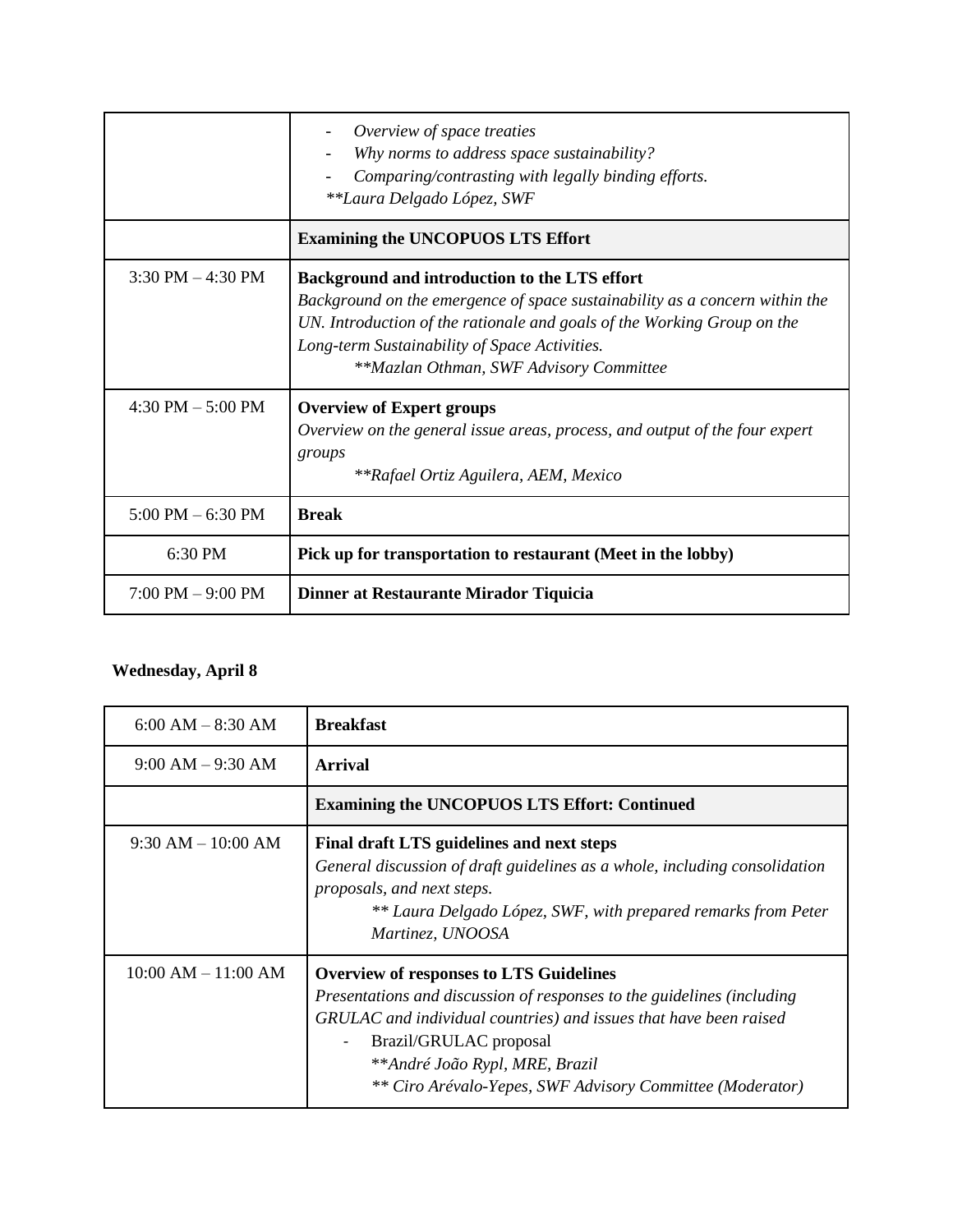| | |
|---|---|
| | - *Overview of space treaties*<br>- *Why norms to address space sustainability?*<br>- *Comparing/contrasting with legally binding efforts.*<br>*\*\*Laura Delgado López, SWF* |
| | **Examining the UNCOPUOS LTS Effort** |
| 3:30 PM – 4:30 PM | **Background and introduction to the LTS effort**<br>*Background on the emergence of space sustainability as a concern within the UN. Introduction of the rationale and goals of the Working Group on the Long-term Sustainability of Space Activities.*<br>*\*\*Mazlan Othman, SWF Advisory Committee* |
| 4:30 PM – 5:00 PM | **Overview of Expert groups**<br>*Overview on the general issue areas, process, and output of the four expert groups*<br>*\*\*Rafael Ortiz Aguilera, AEM, Mexico* |
| 5:00 PM – 6:30 PM | **Break** |
| 6:30 PM | **Pick up for transportation to restaurant (Meet in the lobby)** |
| 7:00 PM – 9:00 PM | **Dinner at Restaurante Mirador Tiquicia** |

**Wednesday, April 8**

| | |
|---|---|
| 6:00 AM – 8:30 AM | **Breakfast** |
| 9:00 AM – 9:30 AM | **Arrival** |
| | **Examining the UNCOPUOS LTS Effort: Continued** |
| 9:30 AM – 10:00 AM | **Final draft LTS guidelines and next steps**<br>*General discussion of draft guidelines as a whole, including consolidation proposals, and next steps.*<br>*\*\* Laura Delgado López, SWF, with prepared remarks from Peter Martinez, UNOOSA* |
| 10:00 AM – 11:00 AM | **Overview of responses to LTS Guidelines**<br>*Presentations and discussion of responses to the guidelines (including GRULAC and individual countries) and issues that have been raised*<br>- Brazil/GRULAC proposal<br>\*\**André João Rypl, MRE, Brazil*<br>*\*\* Ciro Arévalo-Yepes, SWF Advisory Committee (Moderator)* |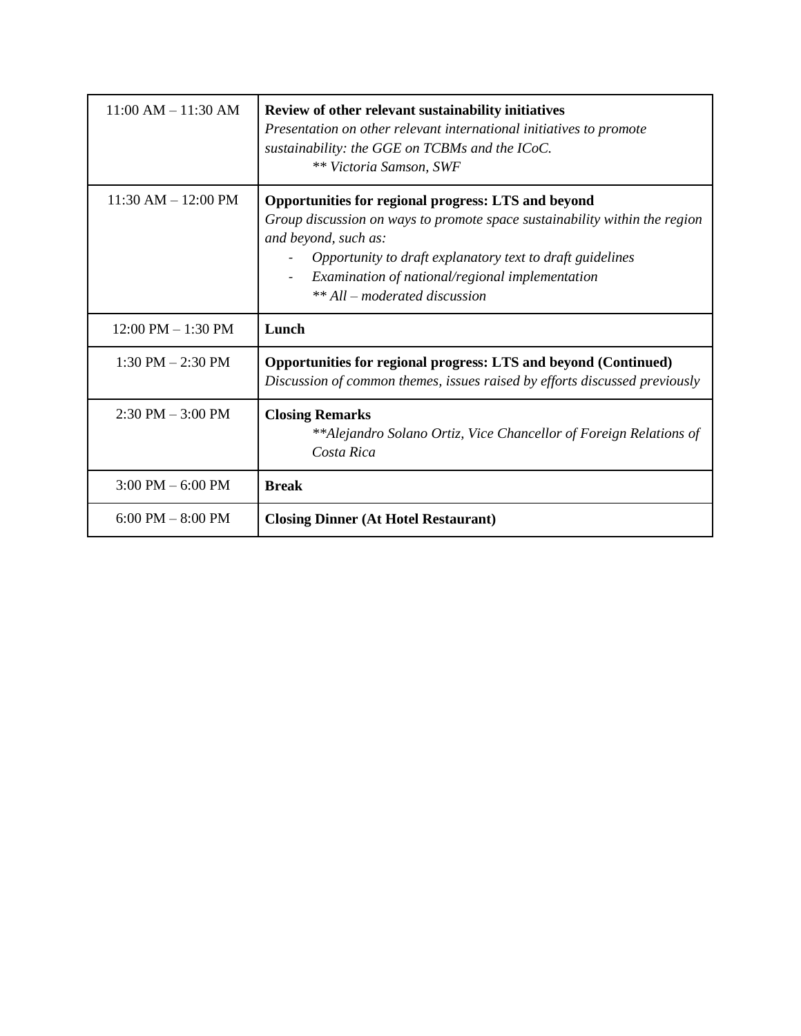| | |
|---|---|
| 11:00 AM – 11:30 AM | **Review of other relevant sustainability initiatives**<br>*Presentation on other relevant international initiatives to promote sustainability: the GGE on TCBMs and the ICoC.*<br>*** Victoria Samson, SWF* |
| 11:30 AM – 12:00 PM | **Opportunities for regional progress: LTS and beyond**<br>*Group discussion on ways to promote space sustainability within the region and beyond, such as:*<br>- *Opportunity to draft explanatory text to draft guidelines*<br>- *Examination of national/regional implementation*<br>*** All – moderated discussion* |
| 12:00 PM – 1:30 PM | **Lunch** |
| 1:30 PM – 2:30 PM | **Opportunities for regional progress: LTS and beyond (Continued)**<br>*Discussion of common themes, issues raised by efforts discussed previously* |
| 2:30 PM – 3:00 PM | **Closing Remarks**<br>***Alejandro Solano Ortiz, Vice Chancellor of Foreign Relations of Costa Rica* |
| 3:00 PM – 6:00 PM | **Break** |
| 6:00 PM – 8:00 PM | **Closing Dinner (At Hotel Restaurant)** |